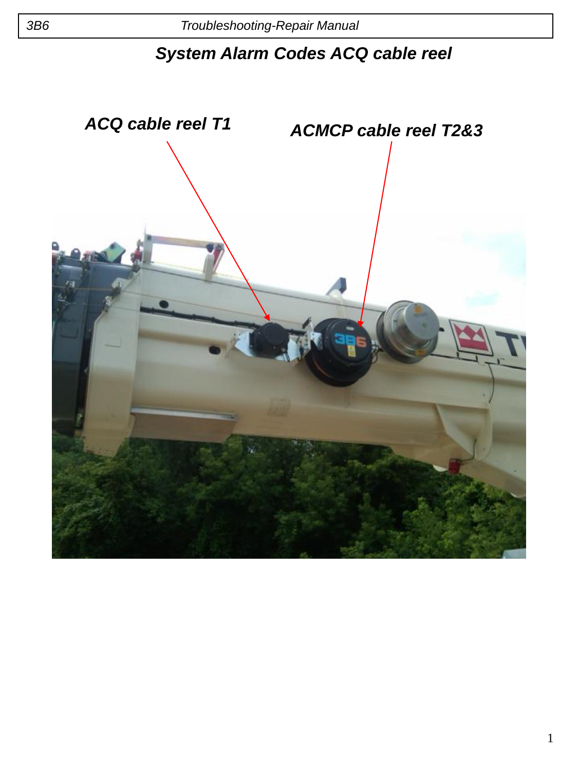# System Alarm Codes ACQ cable reel

***ACQ cable reel T1***

***ACMCP cable reel T2&3***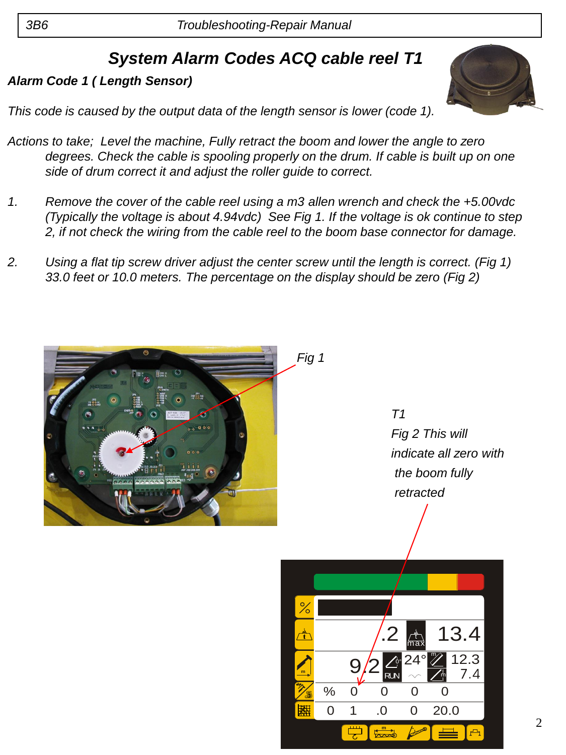# System Alarm Codes ACQ cable reel T1

## Alarm Code 1 ( Length Sensor)

*This code is caused by the output data of the length sensor is lower (code 1).*

*Actions to take; Level the machine, Fully retract the boom and lower the angle to zero degrees. Check the cable is spooling properly on the drum. If cable is built up on one side of drum correct it and adjust the roller guide to correct.*

1. *Remove the cover of the cable reel using a m3 allen wrench and check the +5.00vdc (Typically the voltage is about 4.94vdc) See Fig 1. If the voltage is ok continue to step 2, if not check the wiring from the cable reel to the boom base connector for damage.*

2. *Using a flat tip screw driver adjust the center screw until the length is correct. (Fig 1) 33.0 feet or 10.0 meters. The percentage on the display should be zero (Fig 2)*

*Fig 1*

*T1*

*Fig 2 This will indicate all zero with the boom fully retracted*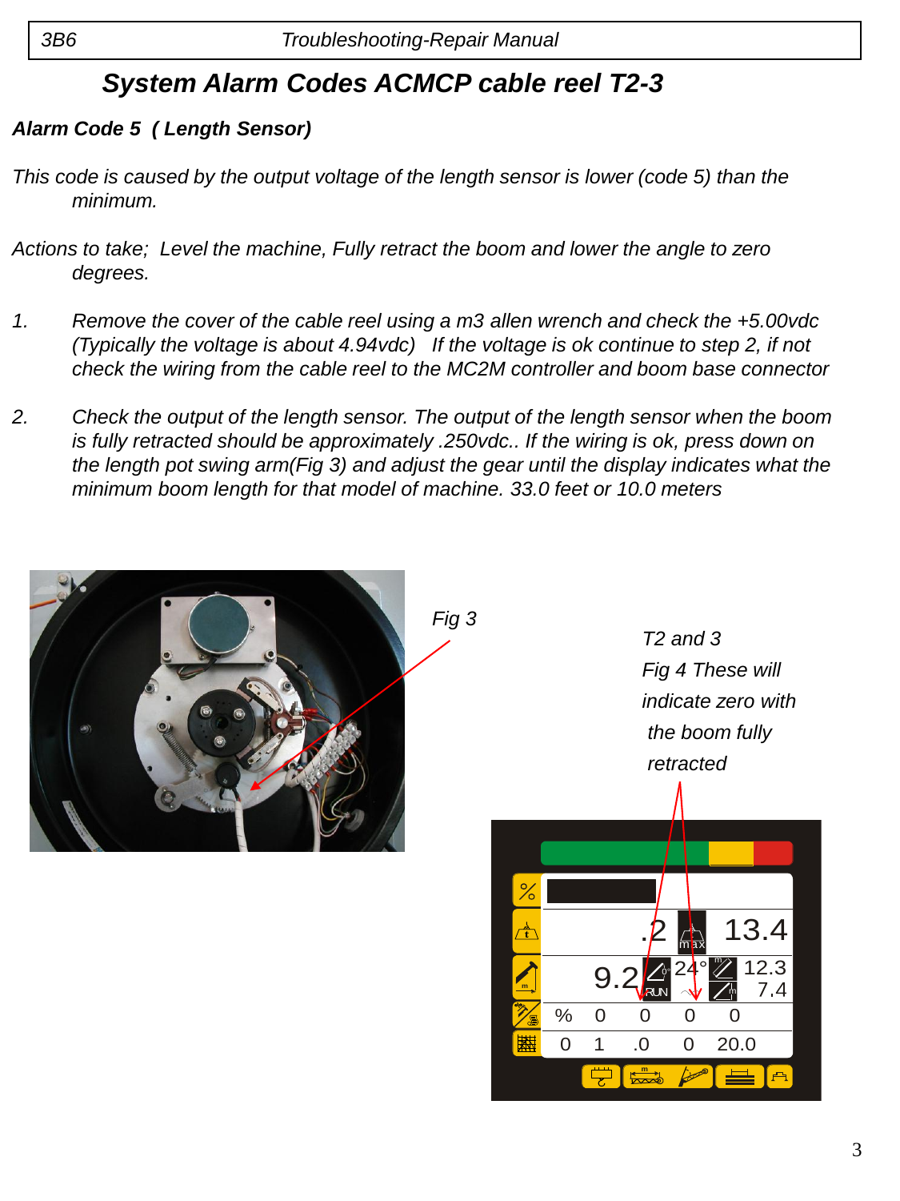# System Alarm Codes ACMCP cable reel T2-3

## *Alarm Code 5 ( Length Sensor)*

*This code is caused by the output voltage of the length sensor is lower (code 5) than the minimum.*

*Actions to take; Level the machine, Fully retract the boom and lower the angle to zero degrees.*

1. *Remove the cover of the cable reel using a m3 allen wrench and check the +5.00vdc (Typically the voltage is about 4.94vdc) If the voltage is ok continue to step 2, if not check the wiring from the cable reel to the MC2M controller and boom base connector*

2. *Check the output of the length sensor. The output of the length sensor when the boom is fully retracted should be approximately .250vdc.. If the wiring is ok, press down on the length pot swing arm(Fig 3) and adjust the gear until the display indicates what the minimum boom length for that model of machine. 33.0 feet or 10.0 meters*

*Fig 3*

*T2 and 3*
*Fig 4 These will indicate zero with the boom fully retracted*